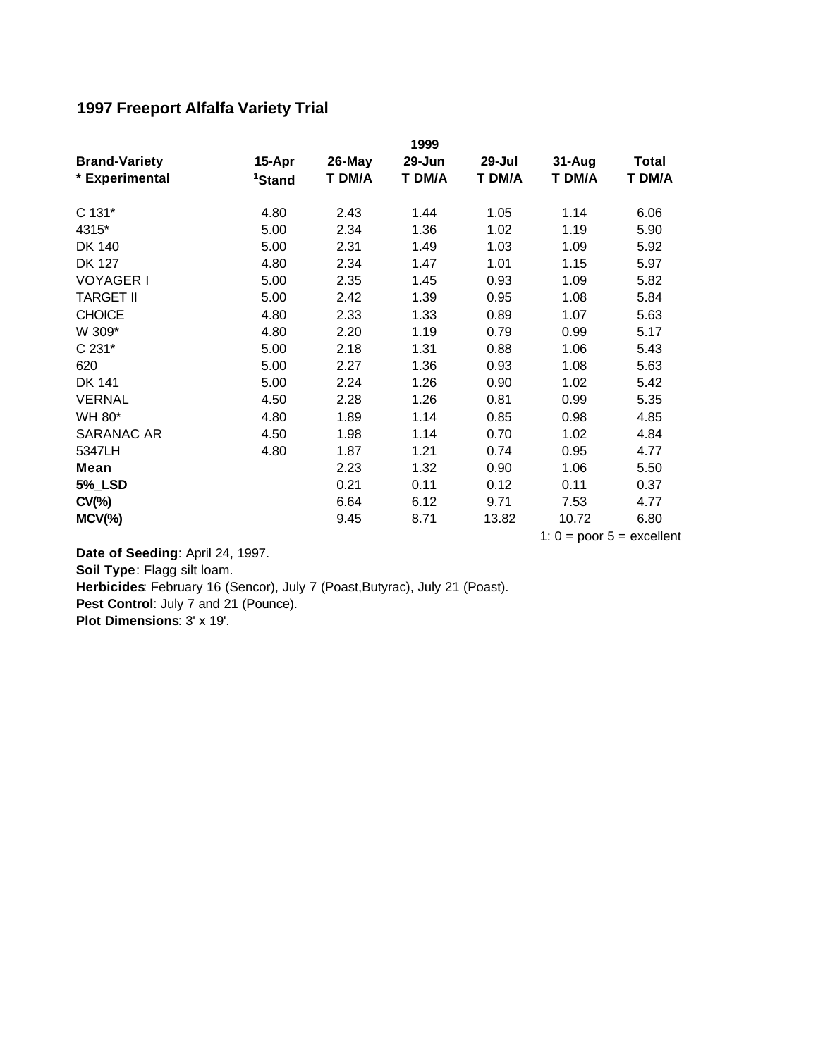## 1997 Freeport Alfalfa Variety Trial

| Brand-Variety * Experimental | 15-Apr [1]Stand | 26-May T DM/A | 1999 29-Jun T DM/A | 29-Jul T DM/A | 31-Aug T DM/A | Total T DM/A |
|---|---|---|---|---|---|---|
| C 131* | 4.80 | 2.43 | 1.44 | 1.05 | 1.14 | 6.06 |
| 4315* | 5.00 | 2.34 | 1.36 | 1.02 | 1.19 | 5.90 |
| DK 140 | 5.00 | 2.31 | 1.49 | 1.03 | 1.09 | 5.92 |
| DK 127 | 4.80 | 2.34 | 1.47 | 1.01 | 1.15 | 5.97 |
| VOYAGER I | 5.00 | 2.35 | 1.45 | 0.93 | 1.09 | 5.82 |
| TARGET II | 5.00 | 2.42 | 1.39 | 0.95 | 1.08 | 5.84 |
| CHOICE | 4.80 | 2.33 | 1.33 | 0.89 | 1.07 | 5.63 |
| W 309* | 4.80 | 2.20 | 1.19 | 0.79 | 0.99 | 5.17 |
| C 231* | 5.00 | 2.18 | 1.31 | 0.88 | 1.06 | 5.43 |
| 620 | 5.00 | 2.27 | 1.36 | 0.93 | 1.08 | 5.63 |
| DK 141 | 5.00 | 2.24 | 1.26 | 0.90 | 1.02 | 5.42 |
| VERNAL | 4.50 | 2.28 | 1.26 | 0.81 | 0.99 | 5.35 |
| WH 80* | 4.80 | 1.89 | 1.14 | 0.85 | 0.98 | 4.85 |
| SARANAC AR | 4.50 | 1.98 | 1.14 | 0.70 | 1.02 | 4.84 |
| 5347LH | 4.80 | 1.87 | 1.21 | 0.74 | 0.95 | 4.77 |
| **Mean** | | 2.23 | 1.32 | 0.90 | 1.06 | 5.50 |
| **5%_LSD** | | 0.21 | 0.11 | 0.12 | 0.11 | 0.37 |
| **CV(%)** | | 6.64 | 6.12 | 9.71 | 7.53 | 4.77 |
| **MCV(%)** | | 9.45 | 8.71 | 13.82 | 10.72 | 6.80 |

1: 0 = poor 5 = excellent

**Date of Seeding**: April 24, 1997.
**Soil Type**: Flagg silt loam.
**Herbicides**: February 16 (Sencor), July 7 (Poast,Butyrac), July 21 (Poast).
**Pest Control**: July 7 and 21 (Pounce).
**Plot Dimensions**: 3' x 19'.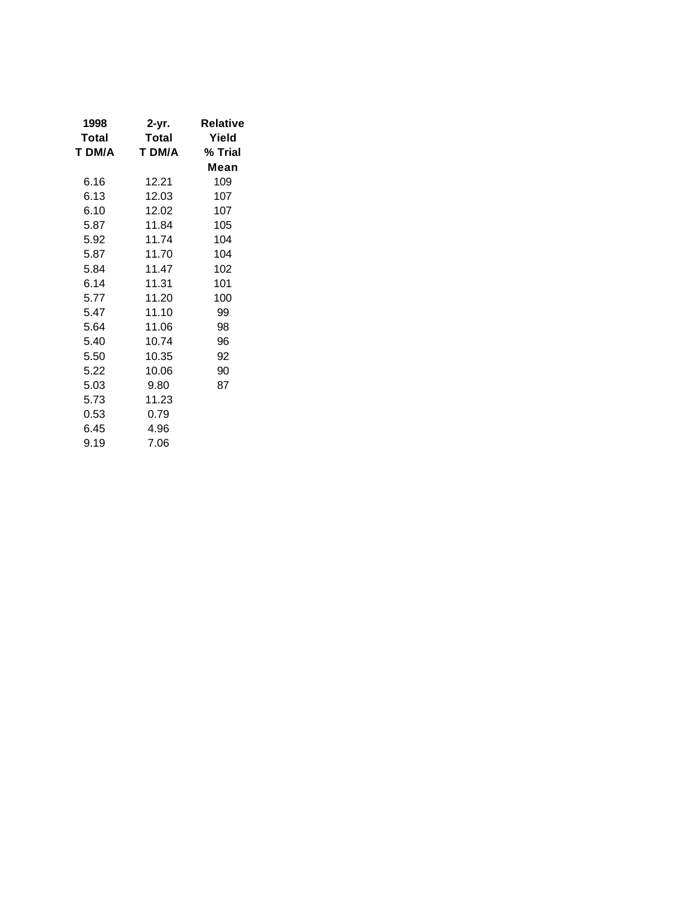| 1998 Total T DM/A | 2-yr. Total T DM/A | Relative Yield % Trial Mean |
|---|---|---|
| 6.16 | 12.21 | 109 |
| 6.13 | 12.03 | 107 |
| 6.10 | 12.02 | 107 |
| 5.87 | 11.84 | 105 |
| 5.92 | 11.74 | 104 |
| 5.87 | 11.70 | 104 |
| 5.84 | 11.47 | 102 |
| 6.14 | 11.31 | 101 |
| 5.77 | 11.20 | 100 |
| 5.47 | 11.10 | 99 |
| 5.64 | 11.06 | 98 |
| 5.40 | 10.74 | 96 |
| 5.50 | 10.35 | 92 |
| 5.22 | 10.06 | 90 |
| 5.03 | 9.80 | 87 |
| 5.73 | 11.23 | |
| 0.53 | 0.79 | |
| 6.45 | 4.96 | |
| 9.19 | 7.06 | |